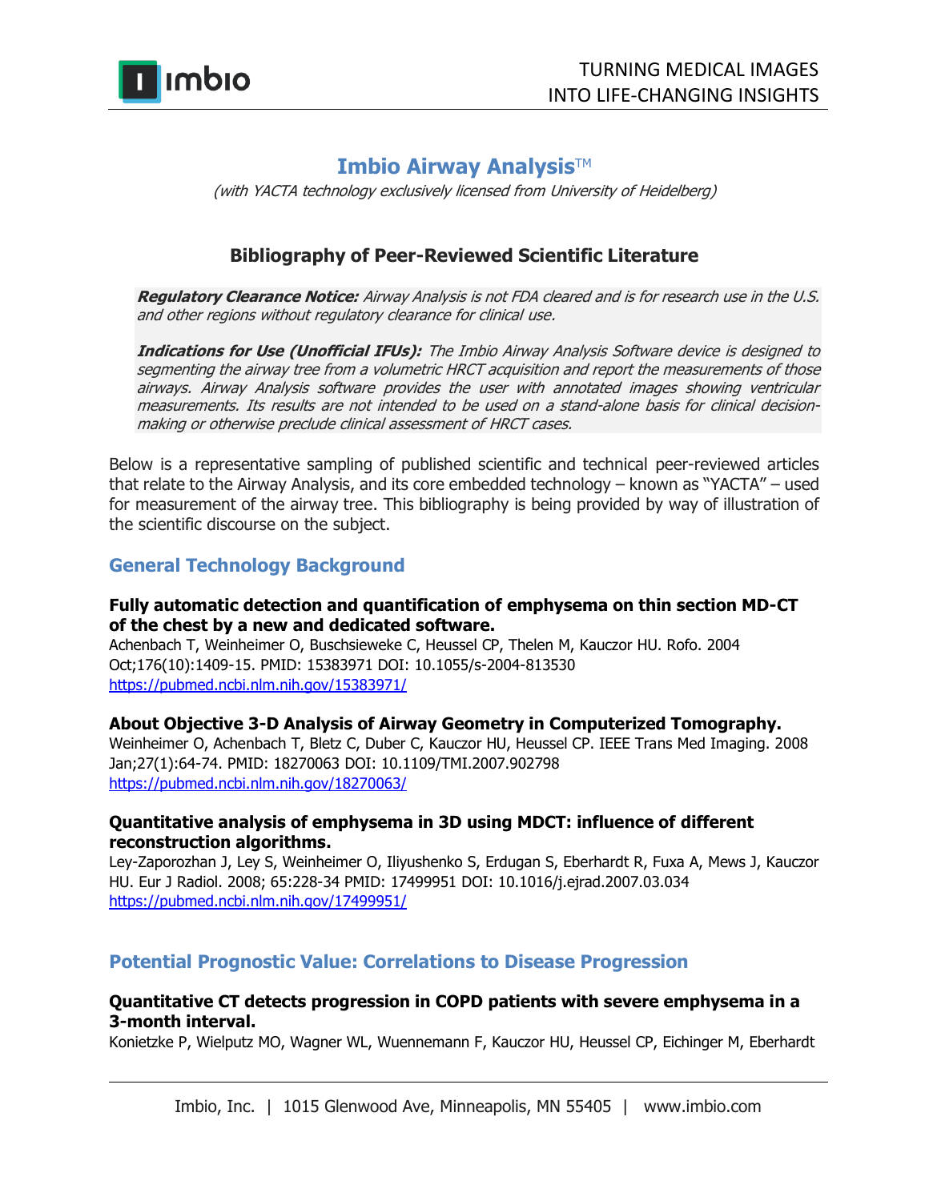# Imbio Airway Analysis™

*(with YACTA technology exclusively licensed from University of Heidelberg)*

## Bibliography of Peer-Reviewed Scientific Literature

***Regulatory Clearance Notice:*** *Airway Analysis is not FDA cleared and is for research use in the U.S. and other regions without regulatory clearance for clinical use.*

***Indications for Use (Unofficial IFUs):*** *The Imbio Airway Analysis Software device is designed to segmenting the airway tree from a volumetric HRCT acquisition and report the measurements of those airways. Airway Analysis software provides the user with annotated images showing ventricular measurements. Its results are not intended to be used on a stand-alone basis for clinical decision-making or otherwise preclude clinical assessment of HRCT cases.*

Below is a representative sampling of published scientific and technical peer-reviewed articles that relate to the Airway Analysis, and its core embedded technology – known as "YACTA" – used for measurement of the airway tree. This bibliography is being provided by way of illustration of the scientific discourse on the subject.

## General Technology Background

**Fully automatic detection and quantification of emphysema on thin section MD-CT of the chest by a new and dedicated software.**
Achenbach T, Weinheimer O, Buschsieweke C, Heussel CP, Thelen M, Kauczor HU. Rofo. 2004 Oct;176(10):1409-15. PMID: 15383971 DOI: 10.1055/s-2004-813530
https://pubmed.ncbi.nlm.nih.gov/15383971/

**About Objective 3-D Analysis of Airway Geometry in Computerized Tomography.**
Weinheimer O, Achenbach T, Bletz C, Duber C, Kauczor HU, Heussel CP. IEEE Trans Med Imaging. 2008 Jan;27(1):64-74. PMID: 18270063 DOI: 10.1109/TMI.2007.902798
https://pubmed.ncbi.nlm.nih.gov/18270063/

**Quantitative analysis of emphysema in 3D using MDCT: influence of different reconstruction algorithms.**
Ley-Zaporozhan J, Ley S, Weinheimer O, Iliyushenko S, Erdugan S, Eberhardt R, Fuxa A, Mews J, Kauczor HU. Eur J Radiol. 2008; 65:228-34 PMID: 17499951 DOI: 10.1016/j.ejrad.2007.03.034
https://pubmed.ncbi.nlm.nih.gov/17499951/

## Potential Prognostic Value: Correlations to Disease Progression

**Quantitative CT detects progression in COPD patients with severe emphysema in a 3-month interval.**
Konietzke P, Wielputz MO, Wagner WL, Wuennemann F, Kauczor HU, Heussel CP, Eichinger M, Eberhardt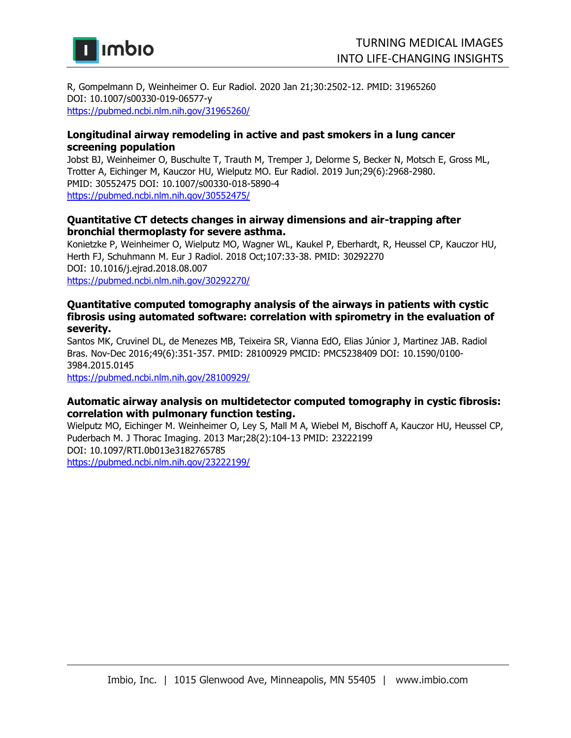R, Gompelmann D, Weinheimer O. Eur Radiol. 2020 Jan 21;30:2502-12. PMID: 31965260
DOI: 10.1007/s00330-019-06577-y
https://pubmed.ncbi.nlm.nih.gov/31965260/

**Longitudinal airway remodeling in active and past smokers in a lung cancer screening population**
Jobst BJ, Weinheimer O, Buschulte T, Trauth M, Tremper J, Delorme S, Becker N, Motsch E, Gross ML, Trotter A, Eichinger M, Kauczor HU, Wielputz MO. Eur Radiol. 2019 Jun;29(6):2968-2980.
PMID: 30552475 DOI: 10.1007/s00330-018-5890-4
https://pubmed.ncbi.nlm.nih.gov/30552475/

**Quantitative CT detects changes in airway dimensions and air-trapping after bronchial thermoplasty for severe asthma.**
Konietzke P, Weinheimer O, Wielputz MO, Wagner WL, Kaukel P, Eberhardt, R, Heussel CP, Kauczor HU, Herth FJ, Schuhmann M. Eur J Radiol. 2018 Oct;107:33-38. PMID: 30292270
DOI: 10.1016/j.ejrad.2018.08.007
https://pubmed.ncbi.nlm.nih.gov/30292270/

**Quantitative computed tomography analysis of the airways in patients with cystic fibrosis using automated software: correlation with spirometry in the evaluation of severity.**
Santos MK, Cruvinel DL, de Menezes MB, Teixeira SR, Vianna EdO, Elias Júnior J, Martinez JAB. Radiol Bras. Nov-Dec 2016;49(6):351-357. PMID: 28100929 PMCID: PMC5238409 DOI: 10.1590/0100-3984.2015.0145
https://pubmed.ncbi.nlm.nih.gov/28100929/

**Automatic airway analysis on multidetector computed tomography in cystic fibrosis: correlation with pulmonary function testing.**
Wielputz MO, Eichinger M. Weinheimer O, Ley S, Mall M A, Wiebel M, Bischoff A, Kauczor HU, Heussel CP, Puderbach M. J Thorac Imaging. 2013 Mar;28(2):104-13 PMID: 23222199
DOI: 10.1097/RTI.0b013e3182765785
https://pubmed.ncbi.nlm.nih.gov/23222199/